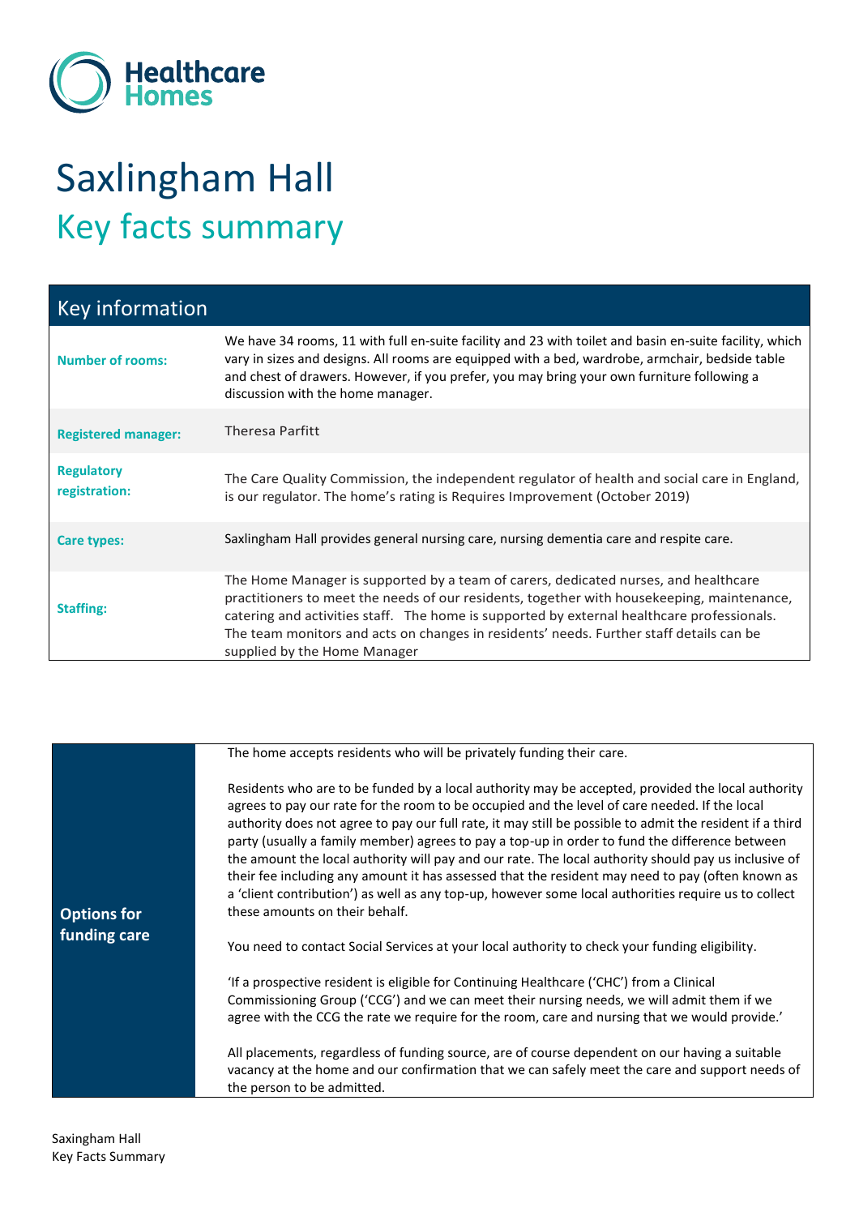Healthcare Homes

# Saxlingham Hall

## Key facts summary

| Key information | |
|---|---|
| **Number of rooms:** | We have 34 rooms, 11 with full en-suite facility and 23 with toilet and basin en-suite facility, which vary in sizes and designs. All rooms are equipped with a bed, wardrobe, armchair, bedside table and chest of drawers. However, if you prefer, you may bring your own furniture following a discussion with the home manager. |
| **Registered manager:** | Theresa Parfitt |
| **Regulatory registration:** | The Care Quality Commission, the independent regulator of health and social care in England, is our regulator. The home's rating is Requires Improvement (October 2019) |
| **Care types:** | Saxlingham Hall provides general nursing care, nursing dementia care and respite care. |
| **Staffing:** | The Home Manager is supported by a team of carers, dedicated nurses, and healthcare practitioners to meet the needs of our residents, together with housekeeping, maintenance, catering and activities staff. The home is supported by external healthcare professionals. The team monitors and acts on changes in residents' needs. Further staff details can be supplied by the Home Manager |

### Options for funding care

The home accepts residents who will be privately funding their care.

Residents who are to be funded by a local authority may be accepted, provided the local authority agrees to pay our rate for the room to be occupied and the level of care needed. If the local authority does not agree to pay our full rate, it may still be possible to admit the resident if a third party (usually a family member) agrees to pay a top-up in order to fund the difference between the amount the local authority will pay and our rate. The local authority should pay us inclusive of their fee including any amount it has assessed that the resident may need to pay (often known as a 'client contribution') as well as any top-up, however some local authorities require us to collect these amounts on their behalf.

You need to contact Social Services at your local authority to check your funding eligibility.

'If a prospective resident is eligible for Continuing Healthcare ('CHC') from a Clinical Commissioning Group ('CCG') and we can meet their nursing needs, we will admit them if we agree with the CCG the rate we require for the room, care and nursing that we would provide.'

All placements, regardless of funding source, are of course dependent on our having a suitable vacancy at the home and our confirmation that we can safely meet the care and support needs of the person to be admitted.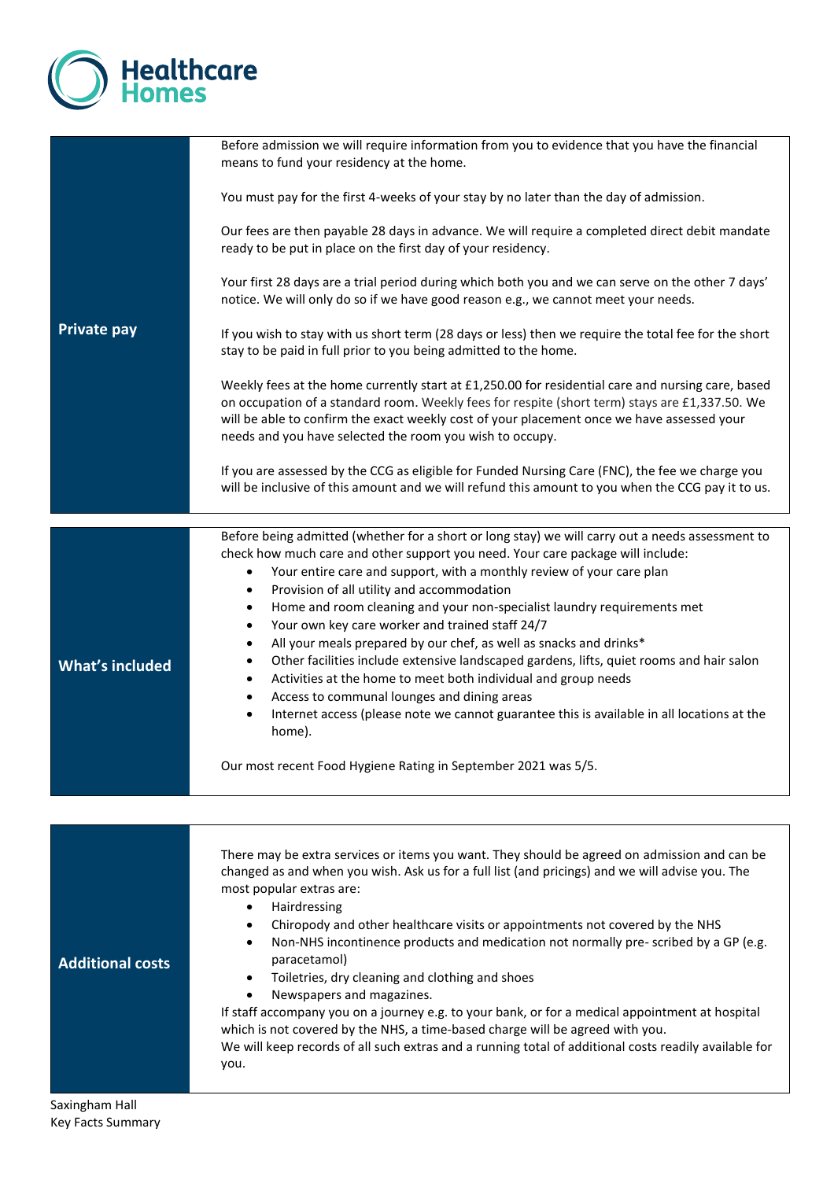## Private pay

Before admission we will require information from you to evidence that you have the financial means to fund your residency at the home.

You must pay for the first 4-weeks of your stay by no later than the day of admission.

Our fees are then payable 28 days in advance. We will require a completed direct debit mandate ready to be put in place on the first day of your residency.

Your first 28 days are a trial period during which both you and we can serve on the other 7 days' notice. We will only do so if we have good reason e.g., we cannot meet your needs.

If you wish to stay with us short term (28 days or less) then we require the total fee for the short stay to be paid in full prior to you being admitted to the home.

Weekly fees at the home currently start at £1,250.00 for residential care and nursing care, based on occupation of a standard room. Weekly fees for respite (short term) stays are £1,337.50. We will be able to confirm the exact weekly cost of your placement once we have assessed your needs and you have selected the room you wish to occupy.

If you are assessed by the CCG as eligible for Funded Nursing Care (FNC), the fee we charge you will be inclusive of this amount and we will refund this amount to you when the CCG pay it to us.

## What's included

Before being admitted (whether for a short or long stay) we will carry out a needs assessment to check how much care and other support you need. Your care package will include:

- Your entire care and support, with a monthly review of your care plan
- Provision of all utility and accommodation
- Home and room cleaning and your non-specialist laundry requirements met
- Your own key care worker and trained staff 24/7
- All your meals prepared by our chef, as well as snacks and drinks*
- Other facilities include extensive landscaped gardens, lifts, quiet rooms and hair salon
- Activities at the home to meet both individual and group needs
- Access to communal lounges and dining areas
- Internet access (please note we cannot guarantee this is available in all locations at the home).

Our most recent Food Hygiene Rating in September 2021 was 5/5.

## Additional costs

There may be extra services or items you want. They should be agreed on admission and can be changed as and when you wish. Ask us for a full list (and pricings) and we will advise you. The most popular extras are:

- Hairdressing
- Chiropody and other healthcare visits or appointments not covered by the NHS
- Non-NHS incontinence products and medication not normally pre- scribed by a GP (e.g. paracetamol)
- Toiletries, dry cleaning and clothing and shoes
- Newspapers and magazines.

If staff accompany you on a journey e.g. to your bank, or for a medical appointment at hospital which is not covered by the NHS, a time-based charge will be agreed with you.
We will keep records of all such extras and a running total of additional costs readily available for you.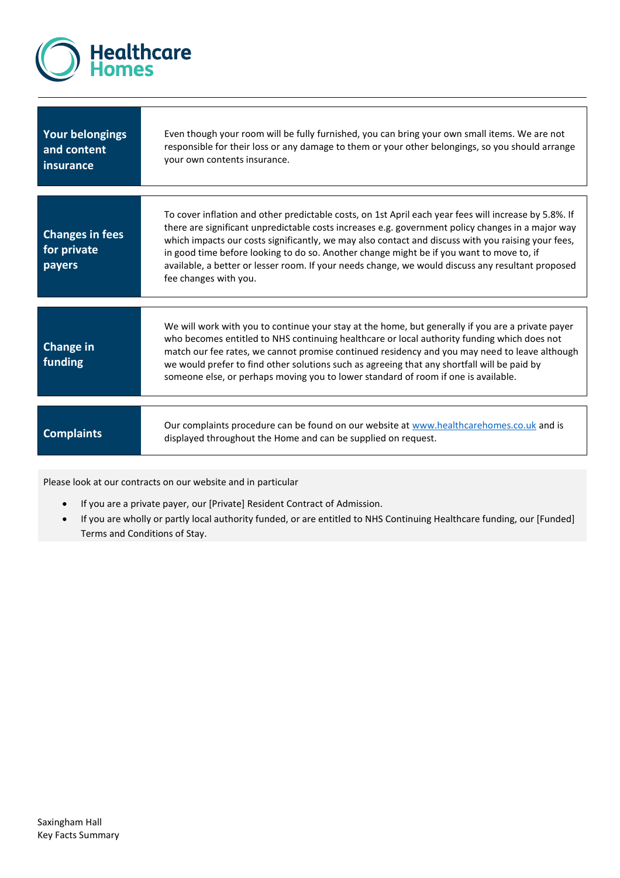| | |
|---|---|
| **Your belongings and content insurance** | Even though your room will be fully furnished, you can bring your own small items. We are not responsible for their loss or any damage to them or your other belongings, so you should arrange your own contents insurance. |

| | |
|---|---|
| **Changes in fees for private payers** | To cover inflation and other predictable costs, on 1st April each year fees will increase by 5.8%. If there are significant unpredictable costs increases e.g. government policy changes in a major way which impacts our costs significantly, we may also contact and discuss with you raising your fees, in good time before looking to do so. Another change might be if you want to move to, if available, a better or lesser room. If your needs change, we would discuss any resultant proposed fee changes with you. |

| | |
|---|---|
| **Change in funding** | We will work with you to continue your stay at the home, but generally if you are a private payer who becomes entitled to NHS continuing healthcare or local authority funding which does not match our fee rates, we cannot promise continued residency and you may need to leave although we would prefer to find other solutions such as agreeing that any shortfall will be paid by someone else, or perhaps moving you to lower standard of room if one is available. |

| | |
|---|---|
| **Complaints** | Our complaints procedure can be found on our website at www.healthcarehomes.co.uk and is displayed throughout the Home and can be supplied on request. |

Please look at our contracts on our website and in particular

- If you are a private payer, our [Private] Resident Contract of Admission.
- If you are wholly or partly local authority funded, or are entitled to NHS Continuing Healthcare funding, our [Funded] Terms and Conditions of Stay.